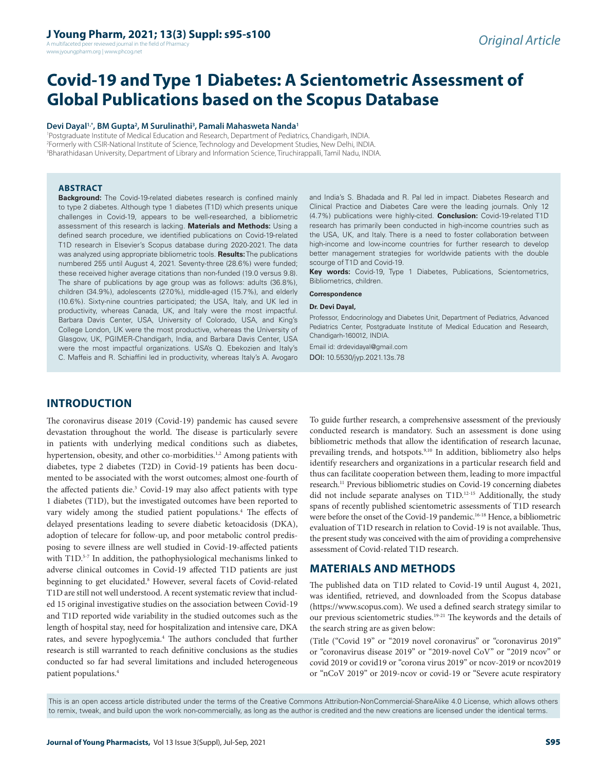# Covid-19 and Type 1 Diabetes: A Scientometric Assessment of Global Publications based on the Scopus Database

**Devi Dayal[1,*], BM Gupta[2], M Surulinathi[3], Pamali Mahasweta Nanda[1]**

[1]Postgraduate Institute of Medical Education and Research, Department of Pediatrics, Chandigarh, INDIA.
[2]Formerly with CSIR-National Institute of Science, Technology and Development Studies, New Delhi, INDIA.
[3]Bharathidasan University, Department of Library and Information Science, Tiruchirappalli, Tamil Nadu, INDIA.

## ABSTRACT

**Background:** The Covid-19-related diabetes research is confined mainly to type 2 diabetes. Although type 1 diabetes (T1D) which presents unique challenges in Covid-19, appears to be well-researched, a bibliometric assessment of this research is lacking. **Materials and Methods:** Using a defined search procedure, we identified publications on Covid-19-related T1D research in Elsevier's Scopus database during 2020-2021. The data was analyzed using appropriate bibliometric tools. **Results:** The publications numbered 255 until August 4, 2021. Seventy-three (28.6%) were funded; these received higher average citations than non-funded (19.0 versus 9.8). The share of publications by age group was as follows: adults (36.8%), children (34.9%), adolescents (27.0%), middle-aged (15.7%), and elderly (10.6%). Sixty-nine countries participated; the USA, Italy, and UK led in productivity, whereas Canada, UK, and Italy were the most impactful. Barbara Davis Center, USA, University of Colorado, USA, and King's College London, UK were the most productive, whereas the University of Glasgow, UK, PGIMER-Chandigarh, India, and Barbara Davis Center, USA were the most impactful organizations. USA's Q. Ebekozien and Italy's C. Maffeis and R. Schiaffini led in productivity, whereas Italy's A. Avogaro and India's S. Bhadada and R. Pal led in impact. Diabetes Research and Clinical Practice and Diabetes Care were the leading journals. Only 12 (4.7%) publications were highly-cited. **Conclusion:** Covid-19-related T1D research has primarily been conducted in high-income countries such as the USA, UK, and Italy. There is a need to foster collaboration between high-income and low-income countries for further research to develop better management strategies for worldwide patients with the double scourge of T1D and Covid-19.

**Key words:** Covid-19, Type 1 Diabetes, Publications, Scientometrics, Bibliometrics, children.

**Correspondence**

**Dr. Devi Dayal,**

Professor, Endocrinology and Diabetes Unit, Department of Pediatrics, Advanced Pediatrics Center, Postgraduate Institute of Medical Education and Research, Chandigarh-160012, INDIA.

Email id: drdevidayal@gmail.com

DOI: 10.5530/jyp.2021.13s.78

## INTRODUCTION

The coronavirus disease 2019 (Covid-19) pandemic has caused severe devastation throughout the world. The disease is particularly severe in patients with underlying medical conditions such as diabetes, hypertension, obesity, and other co-morbidities.[1,2] Among patients with diabetes, type 2 diabetes (T2D) in Covid-19 patients has been documented to be associated with the worst outcomes; almost one-fourth of the affected patients die.[3] Covid-19 may also affect patients with type 1 diabetes (T1D), but the investigated outcomes have been reported to vary widely among the studied patient populations.[4] The effects of delayed presentations leading to severe diabetic ketoacidosis (DKA), adoption of telecare for follow-up, and poor metabolic control predisposing to severe illness are well studied in Covid-19-affected patients with T1D.[5-7] In addition, the pathophysiological mechanisms linked to adverse clinical outcomes in Covid-19 affected T1D patients are just beginning to get elucidated.[8] However, several facets of Covid-related T1D are still not well understood. A recent systematic review that included 15 original investigative studies on the association between Covid-19 and T1D reported wide variability in the studied outcomes such as the length of hospital stay, need for hospitalization and intensive care, DKA rates, and severe hypoglycemia.[4] The authors concluded that further research is still warranted to reach definitive conclusions as the studies conducted so far had several limitations and included heterogeneous patient populations.[4]

To guide further research, a comprehensive assessment of the previously conducted research is mandatory. Such an assessment is done using bibliometric methods that allow the identification of research lacunae, prevailing trends, and hotspots.[9,10] In addition, bibliometry also helps identify researchers and organizations in a particular research field and thus can facilitate cooperation between them, leading to more impactful research.[11] Previous bibliometric studies on Covid-19 concerning diabetes did not include separate analyses on T1D.[12-15] Additionally, the study spans of recently published scientometric assessments of T1D research were before the onset of the Covid-19 pandemic.[16-18] Hence, a bibliometric evaluation of T1D research in relation to Covid-19 is not available. Thus, the present study was conceived with the aim of providing a comprehensive assessment of Covid-related T1D research.

## MATERIALS AND METHODS

The published data on T1D related to Covid-19 until August 4, 2021, was identified, retrieved, and downloaded from the Scopus database (https://www.scopus.com). We used a defined search strategy similar to our previous scientometric studies.[19-21] The keywords and the details of the search string are as given below:

(Title ("Covid 19" or "2019 novel coronavirus" or "coronavirus 2019" or "coronavirus disease 2019" or "2019-novel CoV" or "2019 ncov" or covid 2019 or covid19 or "corona virus 2019" or ncov-2019 or ncov2019 or "nCoV 2019" or 2019-ncov or covid-19 or "Severe acute respiratory

This is an open access article distributed under the terms of the Creative Commons Attribution-NonCommercial-ShareAlike 4.0 License, which allows others to remix, tweak, and build upon the work non-commercially, as long as the author is credited and the new creations are licensed under the identical terms.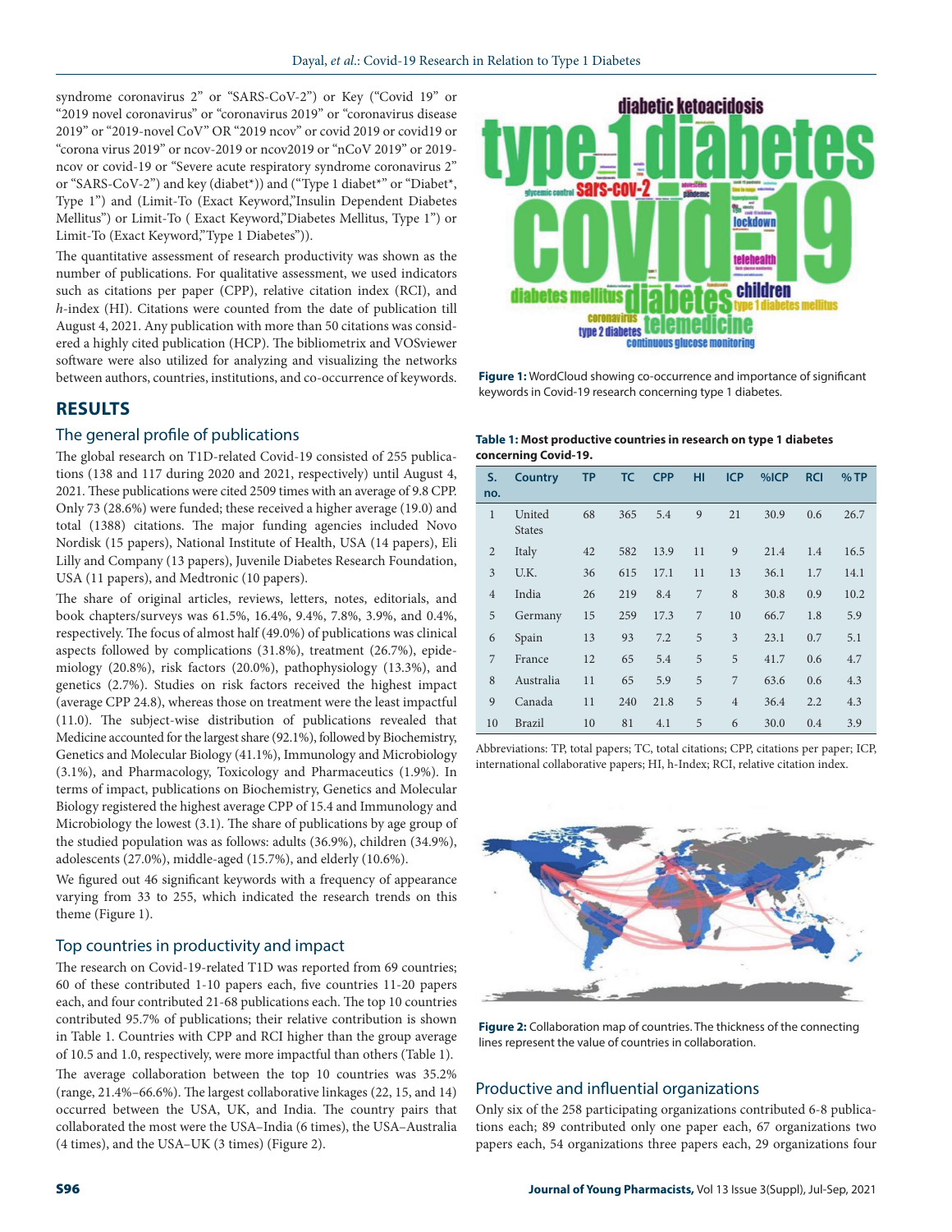syndrome coronavirus 2" or "SARS-CoV-2") or Key ("Covid 19" or "2019 novel coronavirus" or "coronavirus 2019" or "coronavirus disease 2019" or "2019-novel CoV" OR "2019 ncov" or covid 2019 or covid19 or "corona virus 2019" or ncov-2019 or ncov2019 or "nCoV 2019" or 2019-ncov or covid-19 or "Severe acute respiratory syndrome coronavirus 2" or "SARS-CoV-2") and key (diabet*)) and ("Type 1 diabet*" or "Diabet*, Type 1") and (Limit-To (Exact Keyword,"Insulin Dependent Diabetes Mellitus") or Limit-To ( Exact Keyword,"Diabetes Mellitus, Type 1") or Limit-To (Exact Keyword,"Type 1 Diabetes")).

The quantitative assessment of research productivity was shown as the number of publications. For qualitative assessment, we used indicators such as citations per paper (CPP), relative citation index (RCI), and *h*-index (HI). Citations were counted from the date of publication till August 4, 2021. Any publication with more than 50 citations was considered a highly cited publication (HCP). The bibliometrix and VOSviewer software were also utilized for analyzing and visualizing the networks between authors, countries, institutions, and co-occurrence of keywords.

## RESULTS

### The general profile of publications

The global research on T1D-related Covid-19 consisted of 255 publications (138 and 117 during 2020 and 2021, respectively) until August 4, 2021. These publications were cited 2509 times with an average of 9.8 CPP. Only 73 (28.6%) were funded; these received a higher average (19.0) and total (1388) citations. The major funding agencies included Novo Nordisk (15 papers), National Institute of Health, USA (14 papers), Eli Lilly and Company (13 papers), Juvenile Diabetes Research Foundation, USA (11 papers), and Medtronic (10 papers).

The share of original articles, reviews, letters, notes, editorials, and book chapters/surveys was 61.5%, 16.4%, 9.4%, 7.8%, 3.9%, and 0.4%, respectively. The focus of almost half (49.0%) of publications was clinical aspects followed by complications (31.8%), treatment (26.7%), epidemiology (20.8%), risk factors (20.0%), pathophysiology (13.3%), and genetics (2.7%). Studies on risk factors received the highest impact (average CPP 24.8), whereas those on treatment were the least impactful (11.0). The subject-wise distribution of publications revealed that Medicine accounted for the largest share (92.1%), followed by Biochemistry, Genetics and Molecular Biology (41.1%), Immunology and Microbiology (3.1%), and Pharmacology, Toxicology and Pharmaceutics (1.9%). In terms of impact, publications on Biochemistry, Genetics and Molecular Biology registered the highest average CPP of 15.4 and Immunology and Microbiology the lowest (3.1). The share of publications by age group of the studied population was as follows: adults (36.9%), children (34.9%), adolescents (27.0%), middle-aged (15.7%), and elderly (10.6%).

We figured out 46 significant keywords with a frequency of appearance varying from 33 to 255, which indicated the research trends on this theme (Figure 1).

**Figure 1:** WordCloud showing co-occurrence and importance of significant keywords in Covid-19 research concerning type 1 diabetes.

### Top countries in productivity and impact

The research on Covid-19-related T1D was reported from 69 countries; 60 of these contributed 1-10 papers each, five countries 11-20 papers each, and four contributed 21-68 publications each. The top 10 countries contributed 95.7% of publications; their relative contribution is shown in Table 1. Countries with CPP and RCI higher than the group average of 10.5 and 1.0, respectively, were more impactful than others (Table 1).

The average collaboration between the top 10 countries was 35.2% (range, 21.4%–66.6%). The largest collaborative linkages (22, 15, and 14) occurred between the USA, UK, and India. The country pairs that collaborated the most were the USA–India (6 times), the USA–Australia (4 times), and the USA–UK (3 times) (Figure 2).

**Table 1: Most productive countries in research on type 1 diabetes concerning Covid-19.**

| S. no. | Country | TP | TC | CPP | HI | ICP | %ICP | RCI | %TP |
|---|---|---|---|---|---|---|---|---|---|
| 1 | United States | 68 | 365 | 5.4 | 9 | 21 | 30.9 | 0.6 | 26.7 |
| 2 | Italy | 42 | 582 | 13.9 | 11 | 9 | 21.4 | 1.4 | 16.5 |
| 3 | U.K. | 36 | 615 | 17.1 | 11 | 13 | 36.1 | 1.7 | 14.1 |
| 4 | India | 26 | 219 | 8.4 | 7 | 8 | 30.8 | 0.9 | 10.2 |
| 5 | Germany | 15 | 259 | 17.3 | 7 | 10 | 66.7 | 1.8 | 5.9 |
| 6 | Spain | 13 | 93 | 7.2 | 5 | 3 | 23.1 | 0.7 | 5.1 |
| 7 | France | 12 | 65 | 5.4 | 5 | 5 | 41.7 | 0.6 | 4.7 |
| 8 | Australia | 11 | 65 | 5.9 | 5 | 7 | 63.6 | 0.6 | 4.3 |
| 9 | Canada | 11 | 240 | 21.8 | 5 | 4 | 36.4 | 2.2 | 4.3 |
| 10 | Brazil | 10 | 81 | 4.1 | 5 | 6 | 30.0 | 0.4 | 3.9 |

Abbreviations: TP, total papers; TC, total citations; CPP, citations per paper; ICP, international collaborative papers; HI, h-Index; RCI, relative citation index.

**Figure 2:** Collaboration map of countries. The thickness of the connecting lines represent the value of countries in collaboration.

### Productive and influential organizations

Only six of the 258 participating organizations contributed 6-8 publications each; 89 contributed only one paper each, 67 organizations two papers each, 54 organizations three papers each, 29 organizations four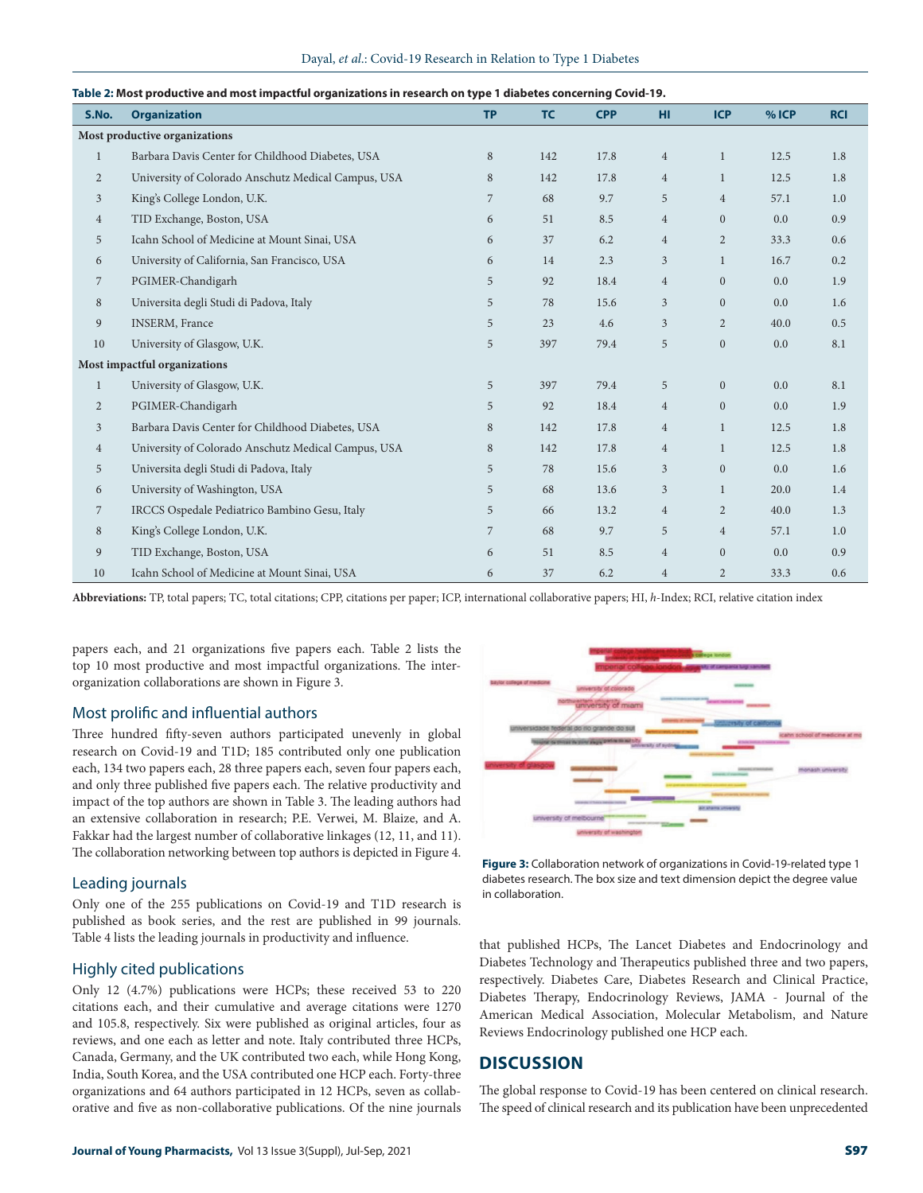**Table 2: Most productive and most impactful organizations in research on type 1 diabetes concerning Covid-19.**

| S.No. | Organization | TP | TC | CPP | HI | ICP | % ICP | RCI |
|---|---|---|---|---|---|---|---|---|
| **Most productive organizations** | | | | | | | | |
| 1 | Barbara Davis Center for Childhood Diabetes, USA | 8 | 142 | 17.8 | 4 | 1 | 12.5 | 1.8 |
| 2 | University of Colorado Anschutz Medical Campus, USA | 8 | 142 | 17.8 | 4 | 1 | 12.5 | 1.8 |
| 3 | King's College London, U.K. | 7 | 68 | 9.7 | 5 | 4 | 57.1 | 1.0 |
| 4 | TID Exchange, Boston, USA | 6 | 51 | 8.5 | 4 | 0 | 0.0 | 0.9 |
| 5 | Icahn School of Medicine at Mount Sinai, USA | 6 | 37 | 6.2 | 4 | 2 | 33.3 | 0.6 |
| 6 | University of California, San Francisco, USA | 6 | 14 | 2.3 | 3 | 1 | 16.7 | 0.2 |
| 7 | PGIMER-Chandigarh | 5 | 92 | 18.4 | 4 | 0 | 0.0 | 1.9 |
| 8 | Universita degli Studi di Padova, Italy | 5 | 78 | 15.6 | 3 | 0 | 0.0 | 1.6 |
| 9 | INSERM, France | 5 | 23 | 4.6 | 3 | 2 | 40.0 | 0.5 |
| 10 | University of Glasgow, U.K. | 5 | 397 | 79.4 | 5 | 0 | 0.0 | 8.1 |
| **Most impactful organizations** | | | | | | | | |
| 1 | University of Glasgow, U.K. | 5 | 397 | 79.4 | 5 | 0 | 0.0 | 8.1 |
| 2 | PGIMER-Chandigarh | 5 | 92 | 18.4 | 4 | 0 | 0.0 | 1.9 |
| 3 | Barbara Davis Center for Childhood Diabetes, USA | 8 | 142 | 17.8 | 4 | 1 | 12.5 | 1.8 |
| 4 | University of Colorado Anschutz Medical Campus, USA | 8 | 142 | 17.8 | 4 | 1 | 12.5 | 1.8 |
| 5 | Universita degli Studi di Padova, Italy | 5 | 78 | 15.6 | 3 | 0 | 0.0 | 1.6 |
| 6 | University of Washington, USA | 5 | 68 | 13.6 | 3 | 1 | 20.0 | 1.4 |
| 7 | IRCCS Ospedale Pediatrico Bambino Gesu, Italy | 5 | 66 | 13.2 | 4 | 2 | 40.0 | 1.3 |
| 8 | King's College London, U.K. | 7 | 68 | 9.7 | 5 | 4 | 57.1 | 1.0 |
| 9 | TID Exchange, Boston, USA | 6 | 51 | 8.5 | 4 | 0 | 0.0 | 0.9 |
| 10 | Icahn School of Medicine at Mount Sinai, USA | 6 | 37 | 6.2 | 4 | 2 | 33.3 | 0.6 |

**Abbreviations:** TP, total papers; TC, total citations; CPP, citations per paper; ICP, international collaborative papers; HI, *h*-Index; RCI, relative citation index

papers each, and 21 organizations five papers each. Table 2 lists the top 10 most productive and most impactful organizations. The inter-organization collaborations are shown in Figure 3.

## Most prolific and influential authors

Three hundred fifty-seven authors participated unevenly in global research on Covid-19 and T1D; 185 contributed only one publication each, 134 two papers each, 28 three papers each, seven four papers each, and only three published five papers each. The relative productivity and impact of the top authors are shown in Table 3. The leading authors had an extensive collaboration in research; P.E. Verwei, M. Blaize, and A. Fakkar had the largest number of collaborative linkages (12, 11, and 11). The collaboration networking between top authors is depicted in Figure 4.

## Leading journals

Only one of the 255 publications on Covid-19 and T1D research is published as book series, and the rest are published in 99 journals. Table 4 lists the leading journals in productivity and influence.

## Highly cited publications

Only 12 (4.7%) publications were HCPs; these received 53 to 220 citations each, and their cumulative and average citations were 1270 and 105.8, respectively. Six were published as original articles, four as reviews, and one each as letter and note. Italy contributed three HCPs, Canada, Germany, and the UK contributed two each, while Hong Kong, India, South Korea, and the USA contributed one HCP each. Forty-three organizations and 64 authors participated in 12 HCPs, seven as collaborative and five as non-collaborative publications. Of the nine journals that published HCPs, The Lancet Diabetes and Endocrinology and Diabetes Technology and Therapeutics published three and two papers, respectively. Diabetes Care, Diabetes Research and Clinical Practice, Diabetes Therapy, Endocrinology Reviews, JAMA - Journal of the American Medical Association, Molecular Metabolism, and Nature Reviews Endocrinology published one HCP each.

**Figure 3:** Collaboration network of organizations in Covid-19-related type 1 diabetes research. The box size and text dimension depict the degree value in collaboration.

# DISCUSSION

The global response to Covid-19 has been centered on clinical research. The speed of clinical research and its publication have been unprecedented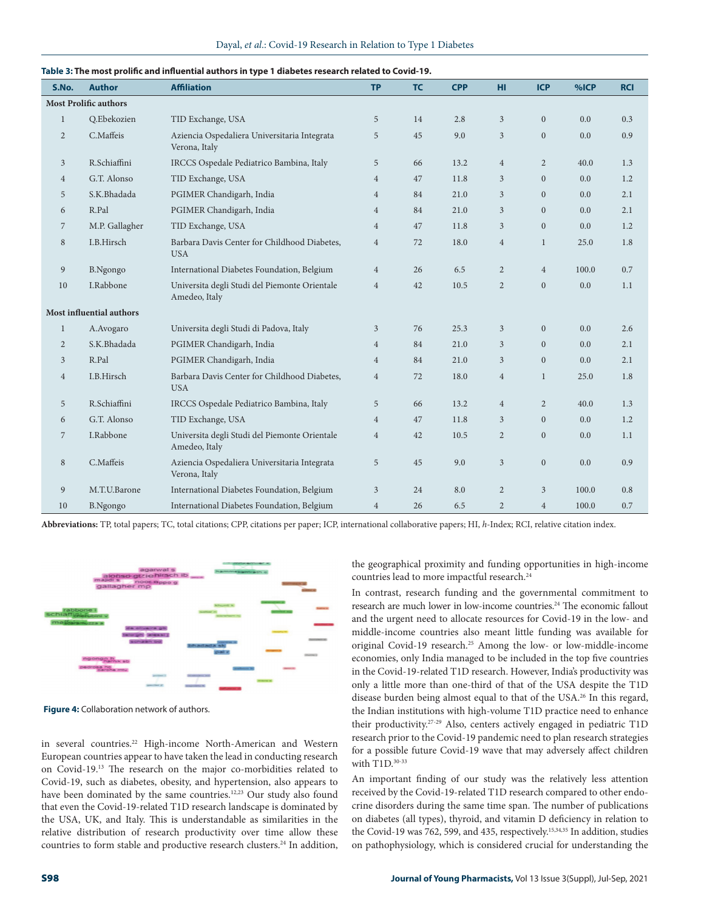**Table 3: The most prolific and influential authors in type 1 diabetes research related to Covid-19.**

| S.No. | Author | Affiliation | TP | TC | CPP | HI | ICP | %ICP | RCI |
|---|---|---|---|---|---|---|---|---|---|
| **Most Prolific authors** | | | | | | | | | |
| 1 | Q.Ebekozien | TID Exchange, USA | 5 | 14 | 2.8 | 3 | 0 | 0.0 | 0.3 |
| 2 | C.Maffeis | Aziencia Ospedaliera Universitaria Integrata Verona, Italy | 5 | 45 | 9.0 | 3 | 0 | 0.0 | 0.9 |
| 3 | R.Schiaffini | IRCCS Ospedale Pediatrico Bambina, Italy | 5 | 66 | 13.2 | 4 | 2 | 40.0 | 1.3 |
| 4 | G.T. Alonso | TID Exchange, USA | 4 | 47 | 11.8 | 3 | 0 | 0.0 | 1.2 |
| 5 | S.K.Bhadada | PGIMER Chandigarh, India | 4 | 84 | 21.0 | 3 | 0 | 0.0 | 2.1 |
| 6 | R.Pal | PGIMER Chandigarh, India | 4 | 84 | 21.0 | 3 | 0 | 0.0 | 2.1 |
| 7 | M.P. Gallagher | TID Exchange, USA | 4 | 47 | 11.8 | 3 | 0 | 0.0 | 1.2 |
| 8 | I.B.Hirsch | Barbara Davis Center for Childhood Diabetes, USA | 4 | 72 | 18.0 | 4 | 1 | 25.0 | 1.8 |
| 9 | B.Ngongo | International Diabetes Foundation, Belgium | 4 | 26 | 6.5 | 2 | 4 | 100.0 | 0.7 |
| 10 | I.Rabbone | Universita degli Studi del Piemonte Orientale Amedeo, Italy | 4 | 42 | 10.5 | 2 | 0 | 0.0 | 1.1 |
| **Most influential authors** | | | | | | | | | |
| 1 | A.Avogaro | Universita degli Studi di Padova, Italy | 3 | 76 | 25.3 | 3 | 0 | 0.0 | 2.6 |
| 2 | S.K.Bhadada | PGIMER Chandigarh, India | 4 | 84 | 21.0 | 3 | 0 | 0.0 | 2.1 |
| 3 | R.Pal | PGIMER Chandigarh, India | 4 | 84 | 21.0 | 3 | 0 | 0.0 | 2.1 |
| 4 | I.B.Hirsch | Barbara Davis Center for Childhood Diabetes, USA | 4 | 72 | 18.0 | 4 | 1 | 25.0 | 1.8 |
| 5 | R.Schiaffini | IRCCS Ospedale Pediatrico Bambina, Italy | 5 | 66 | 13.2 | 4 | 2 | 40.0 | 1.3 |
| 6 | G.T. Alonso | TID Exchange, USA | 4 | 47 | 11.8 | 3 | 0 | 0.0 | 1.2 |
| 7 | I.Rabbone | Universita degli Studi del Piemonte Orientale Amedeo, Italy | 4 | 42 | 10.5 | 2 | 0 | 0.0 | 1.1 |
| 8 | C.Maffeis | Aziencia Ospedaliera Universitaria Integrata Verona, Italy | 5 | 45 | 9.0 | 3 | 0 | 0.0 | 0.9 |
| 9 | M.T.U.Barone | International Diabetes Foundation, Belgium | 3 | 24 | 8.0 | 2 | 3 | 100.0 | 0.8 |
| 10 | B.Ngongo | International Diabetes Foundation, Belgium | 4 | 26 | 6.5 | 2 | 4 | 100.0 | 0.7 |

**Abbreviations:** TP, total papers; TC, total citations; CPP, citations per paper; ICP, international collaborative papers; HI, *h*-Index; RCI, relative citation index.

**Figure 4:** Collaboration network of authors.

in several countries.[22] High-income North-American and Western European countries appear to have taken the lead in conducting research on Covid-19.[13] The research on the major co-morbidities related to Covid-19, such as diabetes, obesity, and hypertension, also appears to have been dominated by the same countries.[12,23] Our study also found that even the Covid-19-related T1D research landscape is dominated by the USA, UK, and Italy. This is understandable as similarities in the relative distribution of research productivity over time allow these countries to form stable and productive research clusters.[24] In addition, the geographical proximity and funding opportunities in high-income countries lead to more impactful research.[24]

In contrast, research funding and the governmental commitment to research are much lower in low-income countries.[24] The economic fallout and the urgent need to allocate resources for Covid-19 in the low- and middle-income countries also meant little funding was available for original Covid-19 research.[25] Among the low- or low-middle-income economies, only India managed to be included in the top five countries in the Covid-19-related T1D research. However, India's productivity was only a little more than one-third of that of the USA despite the T1D disease burden being almost equal to that of the USA.[26] In this regard, the Indian institutions with high-volume T1D practice need to enhance their productivity.[27-29] Also, centers actively engaged in pediatric T1D research prior to the Covid-19 pandemic need to plan research strategies for a possible future Covid-19 wave that may adversely affect children with T1D.[30-33]

An important finding of our study was the relatively less attention received by the Covid-19-related T1D research compared to other endocrine disorders during the same time span. The number of publications on diabetes (all types), thyroid, and vitamin D deficiency in relation to the Covid-19 was 762, 599, and 435, respectively.[15,34,35] In addition, studies on pathophysiology, which is considered crucial for understanding the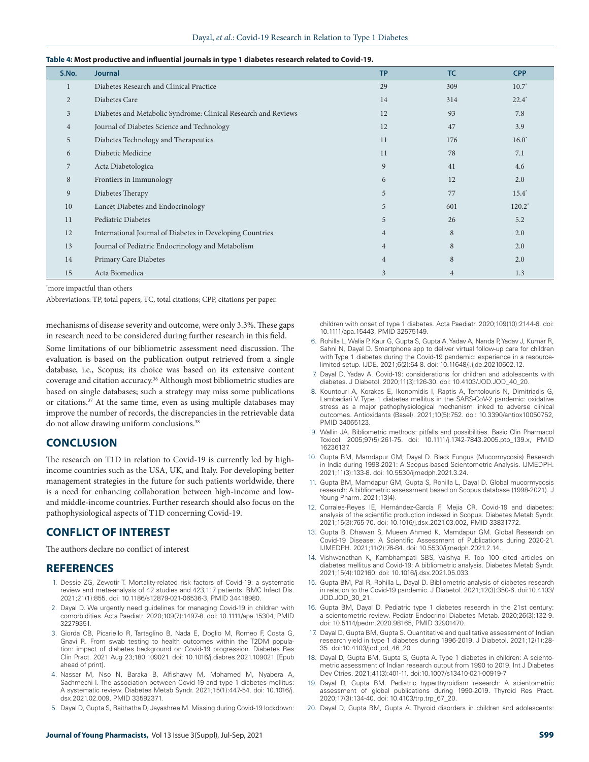**Table 4: Most productive and influential journals in type 1 diabetes research related to Covid-19.**

| S.No. | Journal | TP | TC | CPP |
|---|---|---|---|---|
| 1 | Diabetes Research and Clinical Practice | 29 | 309 | 10.7* |
| 2 | Diabetes Care | 14 | 314 | 22.4* |
| 3 | Diabetes and Metabolic Syndrome: Clinical Research and Reviews | 12 | 93 | 7.8 |
| 4 | Journal of Diabetes Science and Technology | 12 | 47 | 3.9 |
| 5 | Diabetes Technology and Therapeutics | 11 | 176 | 16.0* |
| 6 | Diabetic Medicine | 11 | 78 | 7.1 |
| 7 | Acta Diabetologica | 9 | 41 | 4.6 |
| 8 | Frontiers in Immunology | 6 | 12 | 2.0 |
| 9 | Diabetes Therapy | 5 | 77 | 15.4* |
| 10 | Lancet Diabetes and Endocrinology | 5 | 601 | 120.2* |
| 11 | Pediatric Diabetes | 5 | 26 | 5.2 |
| 12 | International Journal of Diabetes in Developing Countries | 4 | 8 | 2.0 |
| 13 | Journal of Pediatric Endocrinology and Metabolism | 4 | 8 | 2.0 |
| 14 | Primary Care Diabetes | 4 | 8 | 2.0 |
| 15 | Acta Biomedica | 3 | 4 | 1.3 |

*more impactful than others

Abbreviations: TP, total papers; TC, total citations; CPP, citations per paper.

mechanisms of disease severity and outcome, were only 3.3%. These gaps in research need to be considered during further research in this field.

Some limitations of our bibliometric assessment need discussion. The evaluation is based on the publication output retrieved from a single database, i.e., Scopus; its choice was based on its extensive content coverage and citation accuracy.[36] Although most bibliometric studies are based on single databases; such a strategy may miss some publications or citations.[37] At the same time, even as using multiple databases may improve the number of records, the discrepancies in the retrievable data do not allow drawing uniform conclusions.[38]

## CONCLUSION

The research on T1D in relation to Covid-19 is currently led by high-income countries such as the USA, UK, and Italy. For developing better management strategies in the future for such patients worldwide, there is a need for enhancing collaboration between high-income and low- and middle-income countries. Further research should also focus on the pathophysiological aspects of T1D concerning Covid-19.

## CONFLICT OF INTEREST

The authors declare no conflict of interest

## REFERENCES

1. Dessie ZG, Zewotir T. Mortality-related risk factors of Covid-19: a systematic review and meta-analysis of 42 studies and 423,117 patients. BMC Infect Dis. 2021;21(1):855. doi: 10.1186/s12879-021-06536-3, PMID 34418980.
2. Dayal D. We urgently need guidelines for managing Covid-19 in children with comorbidities. Acta Paediatr. 2020;109(7):1497-8. doi: 10.1111/apa.15304, PMID 32279351.
3. Giorda CB, Picariello R, Tartaglino B, Nada E, Doglio M, Romeo F, Costa G, Gnavi R. From swab testing to health outcomes within the T2DM population: impact of diabetes background on Covid-19 progression. Diabetes Res Clin Pract. 2021 Aug 23;180:109021. doi: 10.1016/j.diabres.2021.109021 [Epub ahead of print].
4. Nassar M, Nso N, Baraka B, Alfishawy M, Mohamed M, Nyabera A, Sachmechi I. The association between Covid-19 and type 1 diabetes mellitus: A systematic review. Diabetes Metab Syndr. 2021;15(1):447-54. doi: 10.1016/j.dsx.2021.02.009, PMID 33592371.
5. Dayal D, Gupta S, Raithatha D, Jayashree M. Missing during Covid-19 lockdown: children with onset of type 1 diabetes. Acta Paediatr. 2020;109(10):2144-6. doi: 10.1111/apa.15443, PMID 32575149.
6. Rohilla L, Walia P, Kaur G, Gupta S, Gupta A, Yadav A, Nanda P, Yadav J, Kumar R, Sahni N, Dayal D. Smartphone app to deliver virtual follow-up care for children with Type 1 diabetes during the Covid-19 pandemic: experience in a resource-limited setup. IJDE. 2021;6(2):64-8. doi: 10.11648/j.ijde.20210602.12.
7. Dayal D, Yadav A. Covid-19: considerations for children and adolescents with diabetes. J Diabetol. 2020;11(3):126-30. doi: 10.4103/JOD.JOD_40_20.
8. Kountouri A, Korakas E, Ikonomidis I, Raptis A, Tentolouris N, Dimitriadis G, Lambadiari V. Type 1 diabetes mellitus in the SARS-CoV-2 pandemic: oxidative stress as a major pathophysiological mechanism linked to adverse clinical outcomes. Antioxidants (Basel). 2021;10(5):752. doi: 10.3390/antiox10050752, PMID 34065123.
9. Wallin JA. Bibliometric methods: pitfalls and possibilities. Basic Clin Pharmacol Toxicol. 2005;97(5):261-75. doi: 10.1111/j.1742-7843.2005.pto_139.x, PMID 16236137.
10. Gupta BM, Mamdapur GM, Dayal D. Black Fungus (Mucormycosis) Research in India during 1998-2021: A Scopus-based Scientometric Analysis. IJMEDPH. 2021;11(3):133-8. doi: 10.5530/ijmedph.2021.3.24.
11. Gupta BM, Mamdapur GM, Gupta S, Rohilla L, Dayal D. Global mucormycosis research: A bibliometric assessment based on Scopus database (1998-2021). J Young Pharm. 2021;13(4).
12. Corrales-Reyes IE, Hernández-García F, Mejia CR. Covid-19 and diabetes: analysis of the scientific production indexed in Scopus. Diabetes Metab Syndr. 2021;15(3):765-70. doi: 10.1016/j.dsx.2021.03.002, PMID 33831772.
13. Gupta B, Dhawan S, Mueen Ahmed K, Mamdapur GM. Global Research on Covid-19 Disease: A Scientific Assessment of Publications during 2020-21. IJMEDPH. 2021;11(2):76-84. doi: 10.5530/ijmedph.2021.2.14.
14. Vishwanathan K, Kambhampati SBS, Vaishya R. Top 100 cited articles on diabetes mellitus and Covid-19: A bibliometric analysis. Diabetes Metab Syndr. 2021;15(4):102160. doi: 10.1016/j.dsx.2021.05.033.
15. Gupta BM, Pal R, Rohilla L, Dayal D. Bibliometric analysis of diabetes research in relation to the Covid-19 pandemic. J Diabetol. 2021;12(3):350-6. doi:10.4103/JOD.JOD_30_21.
16. Gupta BM, Dayal D. Pediatric type 1 diabetes research in the 21st century: a scientometric review. Pediatr Endocrinol Diabetes Metab. 2020;26(3):132-9. doi: 10.5114/pedm.2020.98165, PMID 32901470.
17. Dayal D, Gupta BM, Gupta S. Quantitative and qualitative assessment of Indian research yield in type 1 diabetes during 1996-2019. J Diabetol. 2021;12(1):28-35. doi:10.4103/jod.jod_46_20
18. Dayal D, Gupta BM, Gupta S, Gupta A. Type 1 diabetes in children: A scientometric assessment of Indian research output from 1990 to 2019. Int J Diabetes Dev Ctries. 2021;41(3):401-11. doi:10.1007/s13410-021-00919-7
19. Dayal D, Gupta BM. Pediatric hyperthyroidism research: A scientometric assessment of global publications during 1990-2019. Thyroid Res Pract. 2020;17(3):134-40. doi: 10.4103/trp.trp_67_20.
20. Dayal D, Gupta BM, Gupta A. Thyroid disorders in children and adolescents: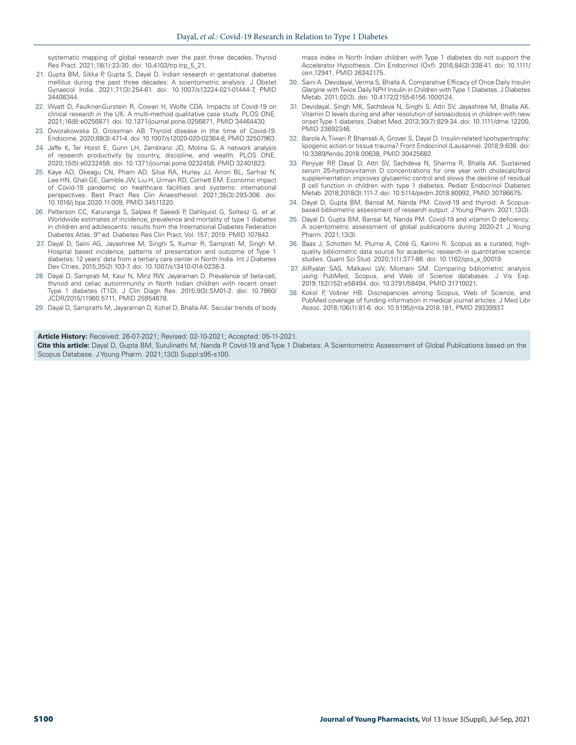systematic mapping of global research over the past three decades. Thyroid Res Pract. 2021;18(1):23-30. doi: 10.4103/trp.trp_5_21.

21. Gupta BM, Sikka P, Gupta S, Dayal D. Indian research in gestational diabetes mellitus during the past three decades: A scientometric analysis. J Obstet Gynaecol India. 2021;71(3):254-61. doi: 10.1007/s13224-021-01444-7, PMID 34408344.
22. Wyatt D, Faulkner-Gurstein R, Cowan H, Wolfe CDA. Impacts of Covid-19 on clinical research in the UK: A multi-method qualitative case study. PLOS ONE. 2021;16(8):e0256871. doi: 10.1371/journal.pone.0256871, PMID 34464430.
23. Dworakowska D, Grossman AB. Thyroid disease in the time of Covid-19. Endocrine. 2020;68(3):471-4. doi: 10.1007/s12020-020-02364-8, PMID 32507963.
24. Jaffe K, Ter Horst E, Gunn LH, Zambrano JD, Molina G. A network analysis of research productivity by country, discipline, and wealth. PLOS ONE. 2020;15(5):e0232458. doi: 10.1371/journal.pone.0232458, PMID 32401823.
25. Kaye AD, Okeagu CN, Pham AD, Silva RA, Hurley JJ, Arron BL, Sarfraz N, Lee HN, Ghali GE, Gamble JW, Liu H, Urman RD, Cornett EM. Economic impact of Covid-19 pandemic on healthcare facilities and systems: international perspectives. Best Pract Res Clin Anaesthesiol. 2021;35(3):293-306. doi: 10.1016/j.bpa.2020.11.009, PMID 34511220.
26. Patterson CC, Karuranga S, Salpea P, Saeedi P, Dahlquist G, Soltesz G, *et al.* Worldwide estimates of incidence, prevalence and mortality of type 1 diabetes in children and adolescents: results from the International Diabetes Federation Diabetes Atlas. 9th ed. Diabetes Res Clin Pract. Vol. 157; 2019. PMID 107842.
27. Dayal D, Saini AG, Jayashree M, Singhi S, Kumar R, Samprati M, Singh M. Hospital based incidence, patterns of presentation and outcome of Type 1 diabetes: 12 years' data from a tertiary care center in North India. Int J Diabetes Dev Ctries. 2015;35(2):103-7. doi: 10.1007/s13410-014-0238-3.
28. Dayal D, Samprati M, Kaur N, Minz RW, Jayaraman D. Prevalence of beta-cell, thyroid and celiac autoimmunity in North Indian children with recent onset Type 1 diabetes (T1D). J Clin Diagn Res. 2015;9(3):SM01-2. doi: 10.7860/JCDR/2015/11960.5711, PMID 25954678.
29. Dayal D, Samprathi M, Jayaraman D, Kohat D, Bhalla AK. Secular trends of body mass index in North Indian children with Type 1 diabetes do not support the Accelerator Hypothesis. Clin Endocrinol (Oxf). 2016;84(3):338-41. doi: 10.1111/cen.12941, PMID 26342175.
30. Saini A. Devidayal, Verma S, Bhalla A. Comparative Efficacy of Once Daily Insulin Glargine with Twice Daily NPH Insulin in Children with Type 1 Diabetes. J Diabetes Metab. 2011;02(3). doi: 10.4172/2155-6156.1000124.
31. Devidayal, Singh MK, Sachdeva N, Singhi S, Attri SV, Jayashree M, Bhalla AK. Vitamin D levels during and after resolution of ketoacidosis in children with new onset Type 1 diabetes. Diabet Med. 2013;30(7):829-34. doi: 10.1111/dme.12200, PMID 23692346.
32. Barola A, Tiwari P, Bhansali A, Grover S, Dayal D. Insulin-related lipohypertrophy: lipogenic action or tissue trauma? Front Endocrinol (Lausanne). 2018;9:638. doi: 10.3389/fendo.2018.00638, PMID 30425682.
33. Panjiyar RP, Dayal D, Attri SV, Sachdeva N, Sharma R, Bhalla AK. Sustained serum 25-hydroxyvitamin D concentrations for one year with cholecalciferol supplementation improves glycaemic control and slows the decline of residual β cell function in children with type 1 diabetes. Pediatr Endocrinol Diabetes Metab. 2018;2018(3):111-7. doi: 10.5114/pedm.2018.80992, PMID 30786675.
34. Dayal D, Gupta BM, Bansal M, Nanda PM. Covid-19 and thyroid: A Scopus-based bibliometric assessment of research output. J Young Pharm. 2021;13(3).
35. Dayal D, Gupta BM, Bansal M, Nanda PM. Covid-19 and vitamin D deficiency: A scientometric assessment of global publications during 2020-21. J Young Pharm. 2021;13(3).
36. Baas J, Schotten M, Plume A, Côté G, Karimi R. Scopus as a curated, high-quality bibliometric data source for academic research in quantitative science studies. Quant Sci Stud. 2020;1(1):377-86. doi: 10.1162/qss_a_00019.
37. AlRyalat SAS, Malkawi LW, Momani SM. Comparing bibliometric analysis using PubMed, Scopus, and Web of Science databases. J Vis Exp. 2019;152(152):e58494. doi: 10.3791/58494, PMID 31710021.
38. Kokol P, Vošner HB. Discrepancies among Scopus, Web of Science, and PubMed coverage of funding information in medical journal articles. J Med Libr Assoc. 2018;106(1):81-6. doi: 10.5195/jmla.2018.181, PMID 29339937.

**Article History:** Received: 26-07-2021; Revised: 02-10-2021; Accepted: 05-11-2021.

**Cite this article:** Dayal D, Gupta BM, Surulinathi M, Nanda P. Covid-19 and Type 1 Diabetes: A Scientometric Assessment of Global Publications based on the Scopus Database. J Young Pharm. 2021;13(3) Suppl:s95-s100.